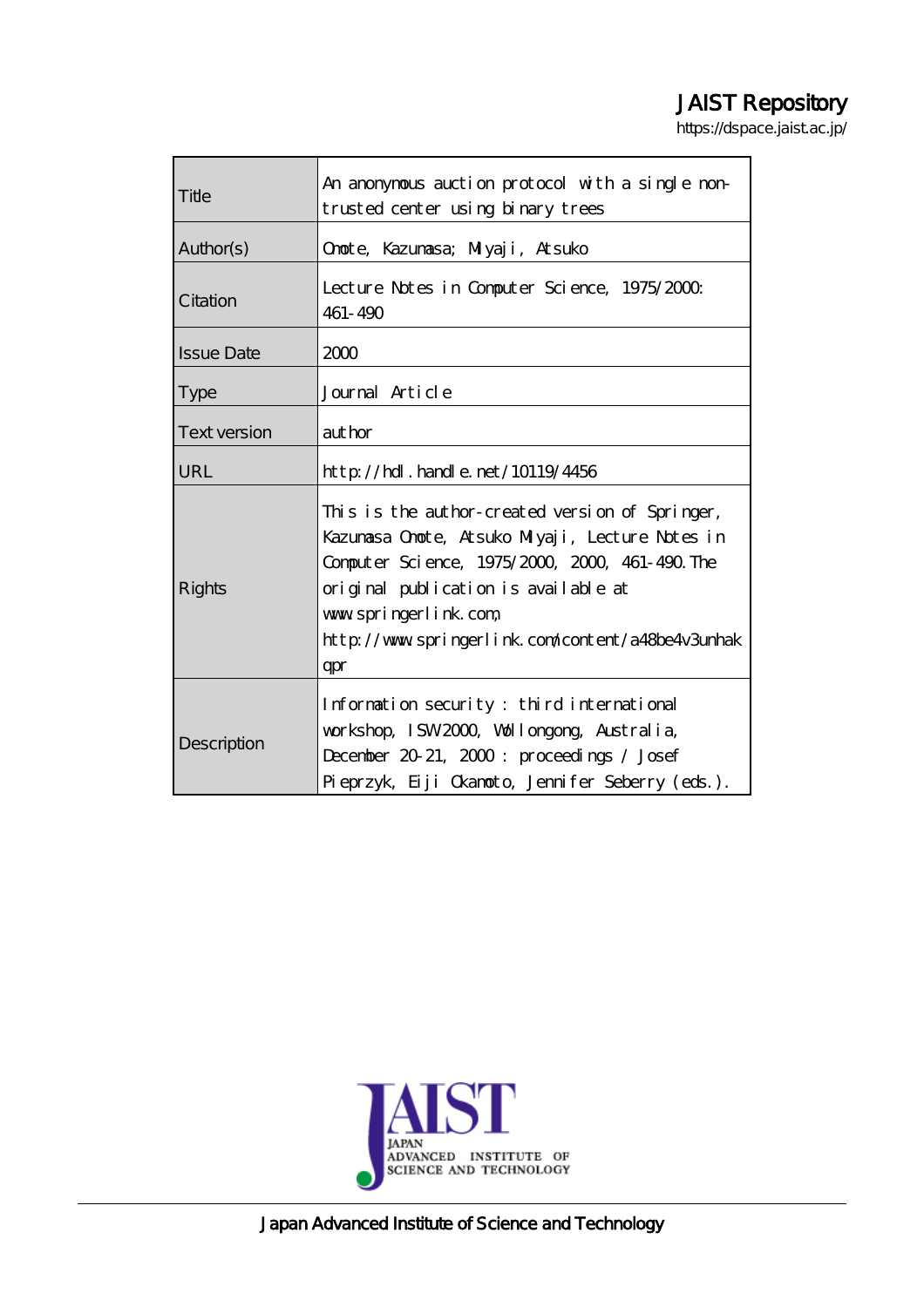JAIST Repository

https://dspace.jaist.ac.jp/

| | |
|---|---|
| Title | An anonymous auction protocol with a single non-trusted center using binary trees |
| Author(s) | Omote, Kazumasa; Miyaji, Atsuko |
| Citation | Lecture Notes in Computer Science, 1975/2000: 461-490 |
| Issue Date | 2000 |
| Type | Journal Article |
| Text version | author |
| URL | http://hdl.handle.net/10119/4456 |
| Rights | This is the author-created version of Springer, Kazumasa Omote, Atsuko Miyaji, Lecture Notes in Computer Science, 1975/2000, 2000, 461-490. The original publication is available at www.springerlink.com, http://www.springerlink.com/content/a48be4v3unhakqpr |
| Description | Information security : third international workshop, ISW2000, Wollongong, Australia, December 20-21, 2000 : proceedings / Josef Pieprzyk, Eiji Okamoto, Jennifer Seberry (eds.). |

JAIST
JAPAN
ADVANCED INSTITUTE OF
SCIENCE AND TECHNOLOGY

Japan Advanced Institute of Science and Technology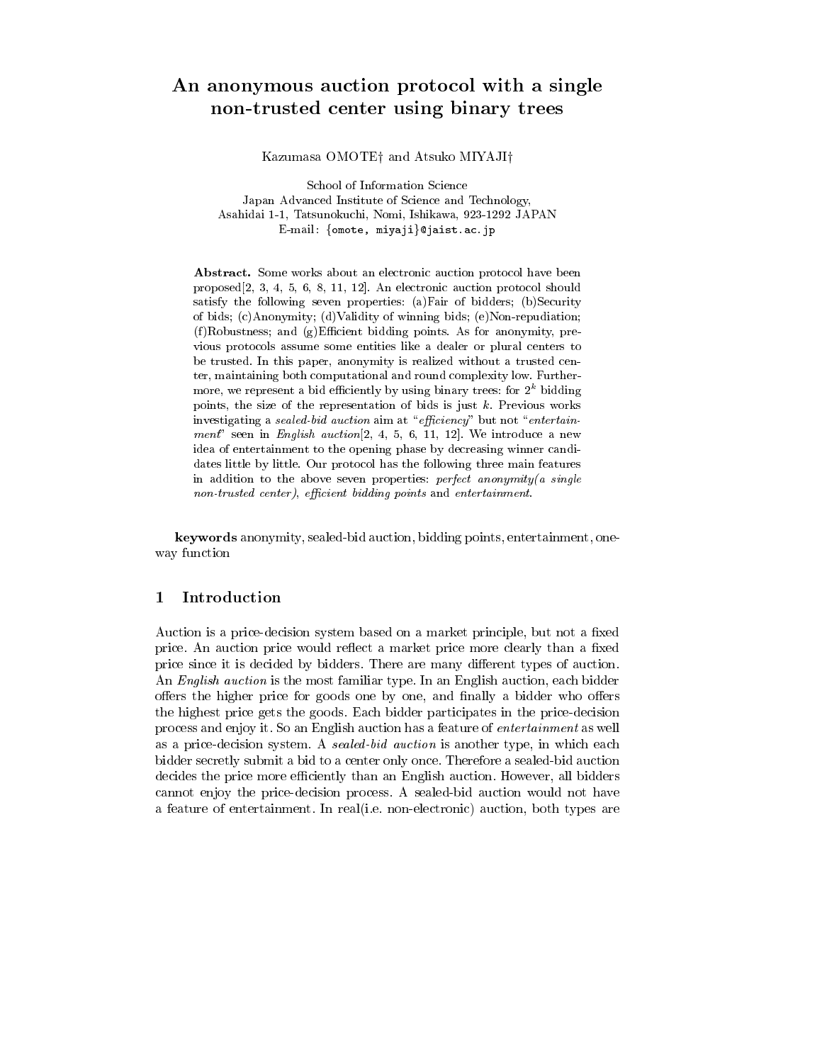# An anonymous auction protocol with a single non-trusted center using binary trees

Kazumasa OMOTE† and Atsuko MIYAJI†

School of Information Science
Japan Advanced Institute of Science and Technology,
Asahidai 1-1, Tatsunokuchi, Nomi, Ishikawa, 923-1292 JAPAN
E-mail: {omote, miyaji}@jaist.ac.jp

**Abstract.** Some works about an electronic auction protocol have been proposed[2, 3, 4, 5, 6, 8, 11, 12]. An electronic auction protocol should satisfy the following seven properties: (a)Fair of bidders; (b)Security of bids; (c)Anonymity; (d)Validity of winning bids; (e)Non-repudiation; (f)Robustness; and (g)Efficient bidding points. As for anonymity, previous protocols assume some entities like a dealer or plural centers to be trusted. In this paper, anonymity is realized without a trusted center, maintaining both computational and round complexity low. Furthermore, we represent a bid efficiently by using binary trees: for $2^k$ bidding points, the size of the representation of bids is just $k$. Previous works investigating a *sealed-bid auction* aim at "*efficiency*" but not "*entertainment*" seen in *English auction*[2, 4, 5, 6, 11, 12]. We introduce a new idea of entertainment to the opening phase by decreasing winner candidates little by little. Our protocol has the following three main features in addition to the above seven properties: *perfect anonymity(a single non-trusted center)*, *efficient bidding points* and *entertainment*.

**keywords** anonymity, sealed-bid auction, bidding points, entertainment, one-way function

## 1 Introduction

Auction is a price-decision system based on a market principle, but not a fixed price. An auction price would reflect a market price more clearly than a fixed price since it is decided by bidders. There are many different types of auction. An *English auction* is the most familiar type. In an English auction, each bidder offers the higher price for goods one by one, and finally a bidder who offers the highest price gets the goods. Each bidder participates in the price-decision process and enjoy it. So an English auction has a feature of *entertainment* as well as a price-decision system. A *sealed-bid auction* is another type, in which each bidder secretly submit a bid to a center only once. Therefore a sealed-bid auction decides the price more efficiently than an English auction. However, all bidders cannot enjoy the price-decision process. A sealed-bid auction would not have a feature of entertainment. In real(i.e. non-electronic) auction, both types are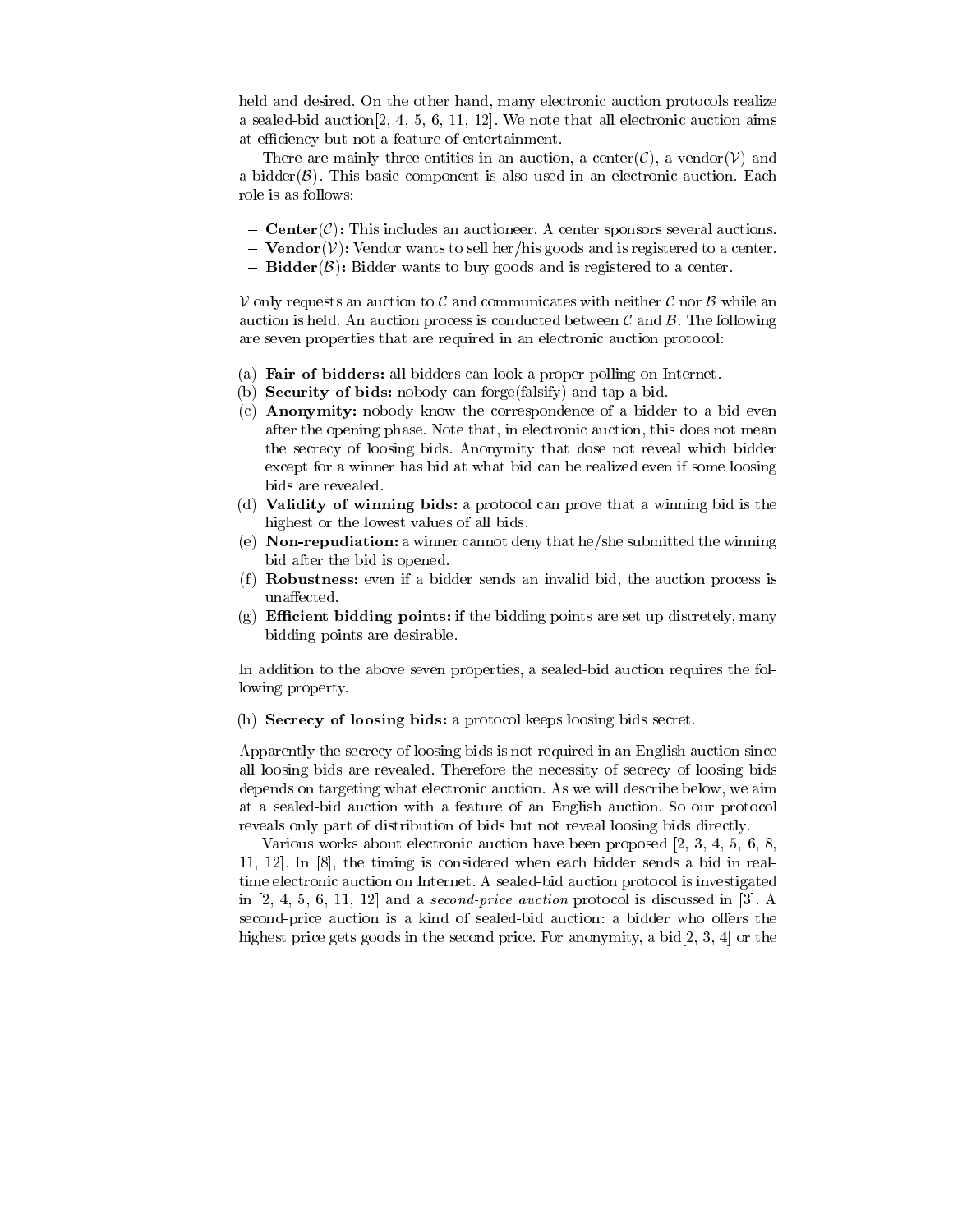held and desired. On the other hand, many electronic auction protocols realize a sealed-bid auction[2, 4, 5, 6, 11, 12]. We note that all electronic auction aims at efficiency but not a feature of entertainment.

There are mainly three entities in an auction, a center($\mathcal{C}$), a vendor($\mathcal{V}$) and a bidder($\mathcal{B}$). This basic component is also used in an electronic auction. Each role is as follows:

- **Center($\mathcal{C}$):** This includes an auctioneer. A center sponsors several auctions.
- **Vendor($\mathcal{V}$):** Vendor wants to sell her/his goods and is registered to a center.
- **Bidder($\mathcal{B}$):** Bidder wants to buy goods and is registered to a center.

$\mathcal{V}$ only requests an auction to $\mathcal{C}$ and communicates with neither $\mathcal{C}$ nor $\mathcal{B}$ while an auction is held. An auction process is conducted between $\mathcal{C}$ and $\mathcal{B}$. The following are seven properties that are required in an electronic auction protocol:

(a) **Fair of bidders:** all bidders can look a proper polling on Internet.
(b) **Security of bids:** nobody can forge(falsify) and tap a bid.
(c) **Anonymity:** nobody know the correspondence of a bidder to a bid even after the opening phase. Note that, in electronic auction, this does not mean the secrecy of loosing bids. Anonymity that dose not reveal which bidder except for a winner has bid at what bid can be realized even if some loosing bids are revealed.
(d) **Validity of winning bids:** a protocol can prove that a winning bid is the highest or the lowest values of all bids.
(e) **Non-repudiation:** a winner cannot deny that he/she submitted the winning bid after the bid is opened.
(f) **Robustness:** even if a bidder sends an invalid bid, the auction process is unaffected.
(g) **Efficient bidding points:** if the bidding points are set up discretely, many bidding points are desirable.

In addition to the above seven properties, a sealed-bid auction requires the following property.

(h) **Secrecy of loosing bids:** a protocol keeps loosing bids secret.

Apparently the secrecy of loosing bids is not required in an English auction since all loosing bids are revealed. Therefore the necessity of secrecy of loosing bids depends on targeting what electronic auction. As we will describe below, we aim at a sealed-bid auction with a feature of an English auction. So our protocol reveals only part of distribution of bids but not reveal loosing bids directly.

Various works about electronic auction have been proposed [2, 3, 4, 5, 6, 8, 11, 12]. In [8], the timing is considered when each bidder sends a bid in real-time electronic auction on Internet. A sealed-bid auction protocol is investigated in [2, 4, 5, 6, 11, 12] and a *second-price auction* protocol is discussed in [3]. A second-price auction is a kind of sealed-bid auction: a bidder who offers the highest price gets goods in the second price. For anonymity, a bid[2, 3, 4] or the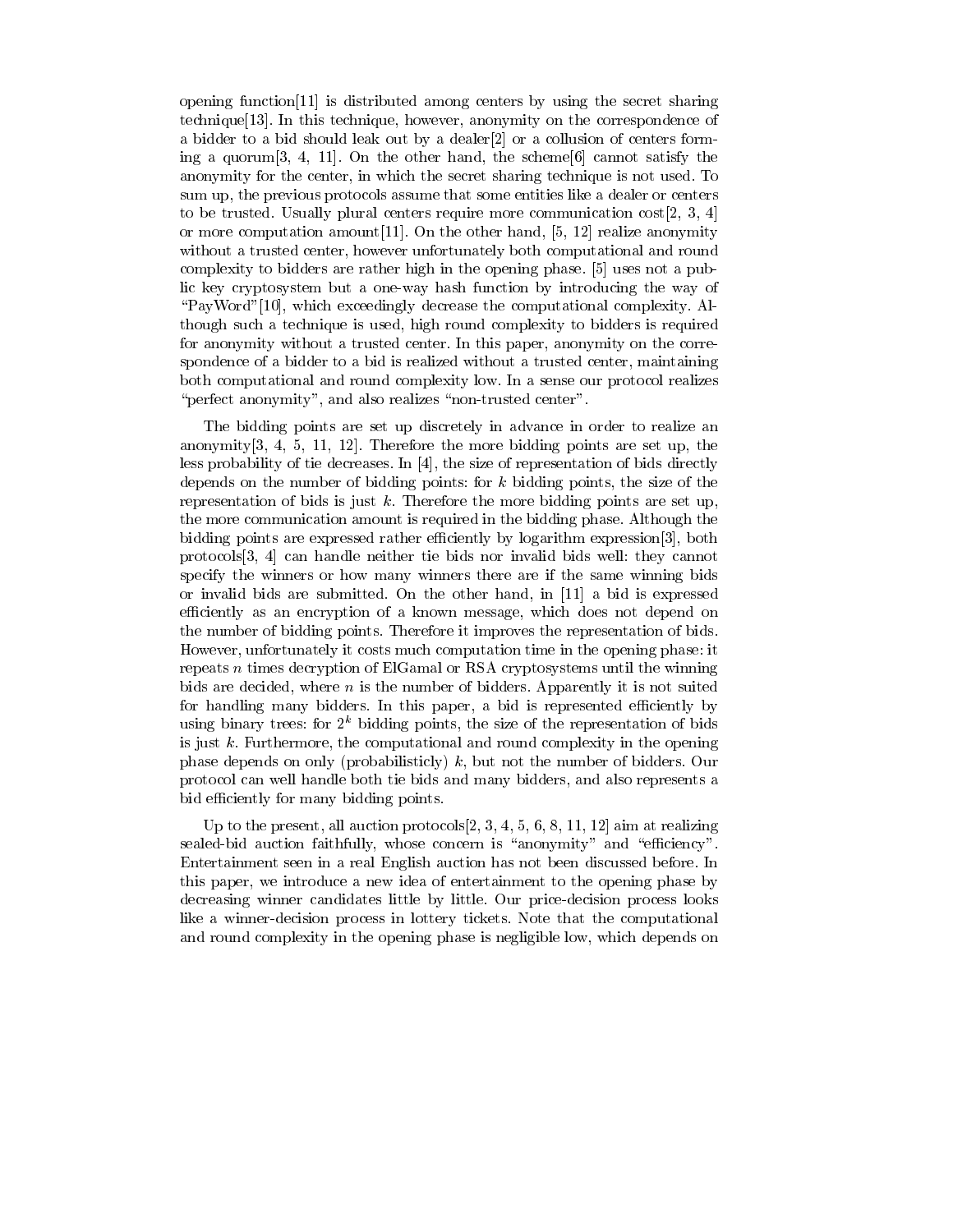opening function[11] is distributed among centers by using the secret sharing technique[13]. In this technique, however, anonymity on the correspondence of a bidder to a bid should leak out by a dealer[2] or a collusion of centers forming a quorum[3, 4, 11]. On the other hand, the scheme[6] cannot satisfy the anonymity for the center, in which the secret sharing technique is not used. To sum up, the previous protocols assume that some entities like a dealer or centers to be trusted. Usually plural centers require more communication cost[2, 3, 4] or more computation amount[11]. On the other hand, [5, 12] realize anonymity without a trusted center, however unfortunately both computational and round complexity to bidders are rather high in the opening phase. [5] uses not a public key cryptosystem but a one-way hash function by introducing the way of "PayWord"[10], which exceedingly decrease the computational complexity. Although such a technique is used, high round complexity to bidders is required for anonymity without a trusted center. In this paper, anonymity on the correspondence of a bidder to a bid is realized without a trusted center, maintaining both computational and round complexity low. In a sense our protocol realizes "perfect anonymity", and also realizes "non-trusted center".

The bidding points are set up discretely in advance in order to realize an anonymity[3, 4, 5, 11, 12]. Therefore the more bidding points are set up, the less probability of tie decreases. In [4], the size of representation of bids directly depends on the number of bidding points: for $k$ bidding points, the size of the representation of bids is just $k$. Therefore the more bidding points are set up, the more communication amount is required in the bidding phase. Although the bidding points are expressed rather efficiently by logarithm expression[3], both protocols[3, 4] can handle neither tie bids nor invalid bids well: they cannot specify the winners or how many winners there are if the same winning bids or invalid bids are submitted. On the other hand, in [11] a bid is expressed efficiently as an encryption of a known message, which does not depend on the number of bidding points. Therefore it improves the representation of bids. However, unfortunately it costs much computation time in the opening phase: it repeats $n$ times decryption of ElGamal or RSA cryptosystems until the winning bids are decided, where $n$ is the number of bidders. Apparently it is not suited for handling many bidders. In this paper, a bid is represented efficiently by using binary trees: for $2^k$ bidding points, the size of the representation of bids is just $k$. Furthermore, the computational and round complexity in the opening phase depends on only (probabilisticly) $k$, but not the number of bidders. Our protocol can well handle both tie bids and many bidders, and also represents a bid efficiently for many bidding points.

Up to the present, all auction protocols[2, 3, 4, 5, 6, 8, 11, 12] aim at realizing sealed-bid auction faithfully, whose concern is "anonymity" and "efficiency". Entertainment seen in a real English auction has not been discussed before. In this paper, we introduce a new idea of entertainment to the opening phase by decreasing winner candidates little by little. Our price-decision process looks like a winner-decision process in lottery tickets. Note that the computational and round complexity in the opening phase is negligible low, which depends on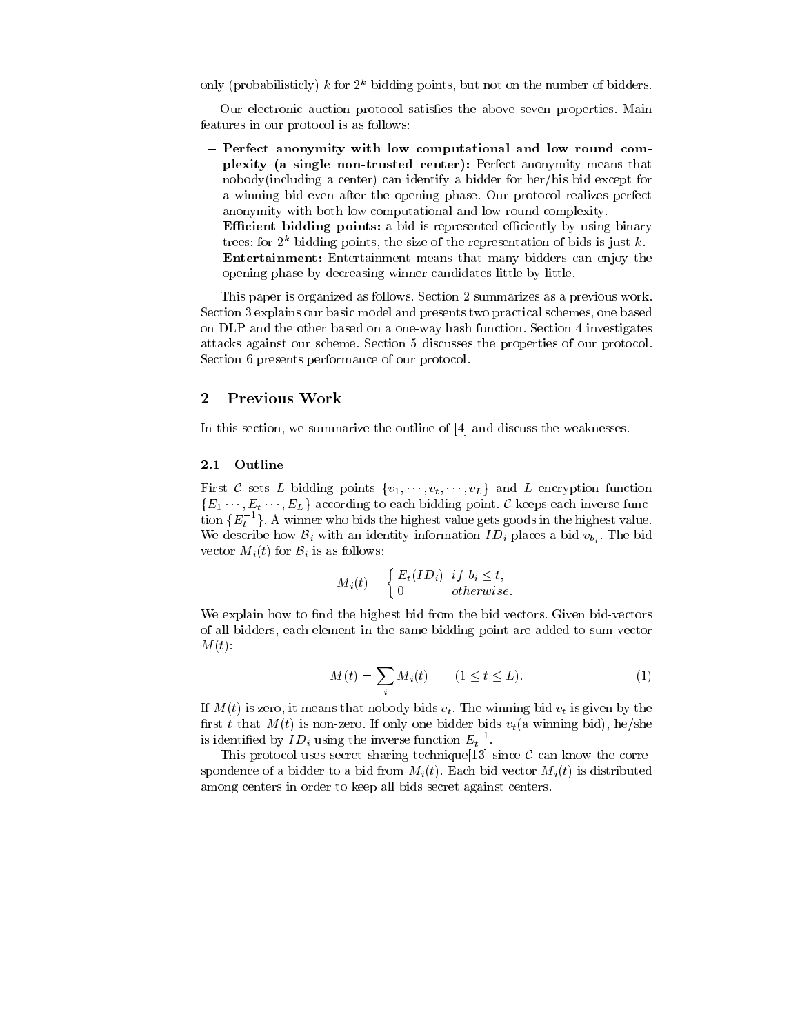only (probabilisticly) $k$ for $2^k$ bidding points, but not on the number of bidders.

Our electronic auction protocol satisfies the above seven properties. Main features in our protocol is as follows:

- **Perfect anonymity with low computational and low round complexity (a single non-trusted center):** Perfect anonymity means that nobody(including a center) can identify a bidder for her/his bid except for a winning bid even after the opening phase. Our protocol realizes perfect anonymity with both low computational and low round complexity.
- **Efficient bidding points:** a bid is represented efficiently by using binary trees: for $2^k$ bidding points, the size of the representation of bids is just $k$.
- **Entertainment:** Entertainment means that many bidders can enjoy the opening phase by decreasing winner candidates little by little.

This paper is organized as follows. Section 2 summarizes as a previous work. Section 3 explains our basic model and presents two practical schemes, one based on DLP and the other based on a one-way hash function. Section 4 investigates attacks against our scheme. Section 5 discusses the properties of our protocol. Section 6 presents performance of our protocol.

## 2 Previous Work

In this section, we summarize the outline of [4] and discuss the weaknesses.

### 2.1 Outline

First $\mathcal{C}$ sets $L$ bidding points $\{v_1, \cdots, v_t, \cdots, v_L\}$ and $L$ encryption function $\{E_1 \cdots, E_t \cdots, E_L\}$ according to each bidding point. $\mathcal{C}$ keeps each inverse function $\{E_t^{-1}\}$. A winner who bids the highest value gets goods in the highest value. We describe how $\mathcal{B}_i$ with an identity information $ID_i$ places a bid $v_{b_i}$. The bid vector $M_i(t)$ for $\mathcal{B}_i$ is as follows:

$$M_i(t) = \begin{cases} E_t(ID_i) & if\ b_i \leq t, \\ 0 & otherwise. \end{cases}$$

We explain how to find the highest bid from the bid vectors. Given bid-vectors of all bidders, each element in the same bidding point are added to sum-vector $M(t)$:

$$M(t) = \sum_i M_i(t) \qquad (1 \leq t \leq L). \tag{1}$$

If $M(t)$ is zero, it means that nobody bids $v_t$. The winning bid $v_t$ is given by the first $t$ that $M(t)$ is non-zero. If only one bidder bids $v_t$(a winning bid), he/she is identified by $ID_i$ using the inverse function $E_t^{-1}$.

This protocol uses secret sharing technique[13] since $\mathcal{C}$ can know the correspondence of a bidder to a bid from $M_i(t)$. Each bid vector $M_i(t)$ is distributed among centers in order to keep all bids secret against centers.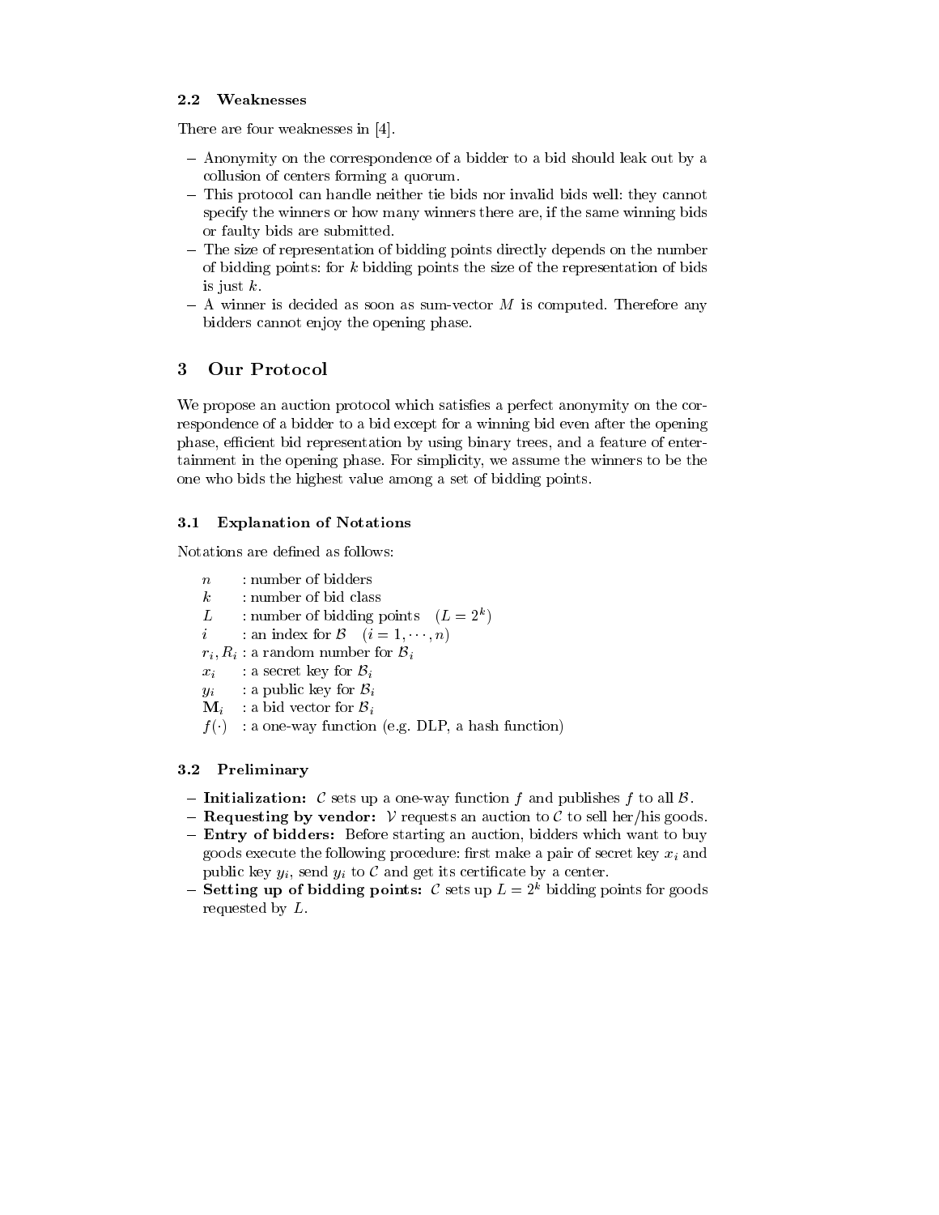### 2.2 Weaknesses

There are four weaknesses in [4].

- Anonymity on the correspondence of a bidder to a bid should leak out by a collusion of centers forming a quorum.
- This protocol can handle neither tie bids nor invalid bids well: they cannot specify the winners or how many winners there are, if the same winning bids or faulty bids are submitted.
- The size of representation of bidding points directly depends on the number of bidding points: for $k$ bidding points the size of the representation of bids is just $k$.
- A winner is decided as soon as sum-vector $M$ is computed. Therefore any bidders cannot enjoy the opening phase.

## 3 Our Protocol

We propose an auction protocol which satisfies a perfect anonymity on the correspondence of a bidder to a bid except for a winning bid even after the opening phase, efficient bid representation by using binary trees, and a feature of entertainment in the opening phase. For simplicity, we assume the winners to be the one who bids the highest value among a set of bidding points.

### 3.1 Explanation of Notations

Notations are defined as follows:

- $n$ : number of bidders
- $k$ : number of bid class
- $L$ : number of bidding points $(L = 2^k)$
- $i$ : an index for $\mathcal{B}$ $(i = 1, \cdots, n)$
- $r_i, R_i$ : a random number for $\mathcal{B}_i$
- $x_i$ : a secret key for $\mathcal{B}_i$
- $y_i$ : a public key for $\mathcal{B}_i$
- $\mathbf{M}_i$ : a bid vector for $\mathcal{B}_i$
- $f(\cdot)$ : a one-way function (e.g. DLP, a hash function)

### 3.2 Preliminary

- **Initialization:** $\mathcal{C}$ sets up a one-way function $f$ and publishes $f$ to all $\mathcal{B}$.
- **Requesting by vendor:** $\mathcal{V}$ requests an auction to $\mathcal{C}$ to sell her/his goods.
- **Entry of bidders:** Before starting an auction, bidders which want to buy goods execute the following procedure: first make a pair of secret key $x_i$ and public key $y_i$, send $y_i$ to $\mathcal{C}$ and get its certificate by a center.
- **Setting up of bidding points:** $\mathcal{C}$ sets up $L = 2^k$ bidding points for goods requested by $L$.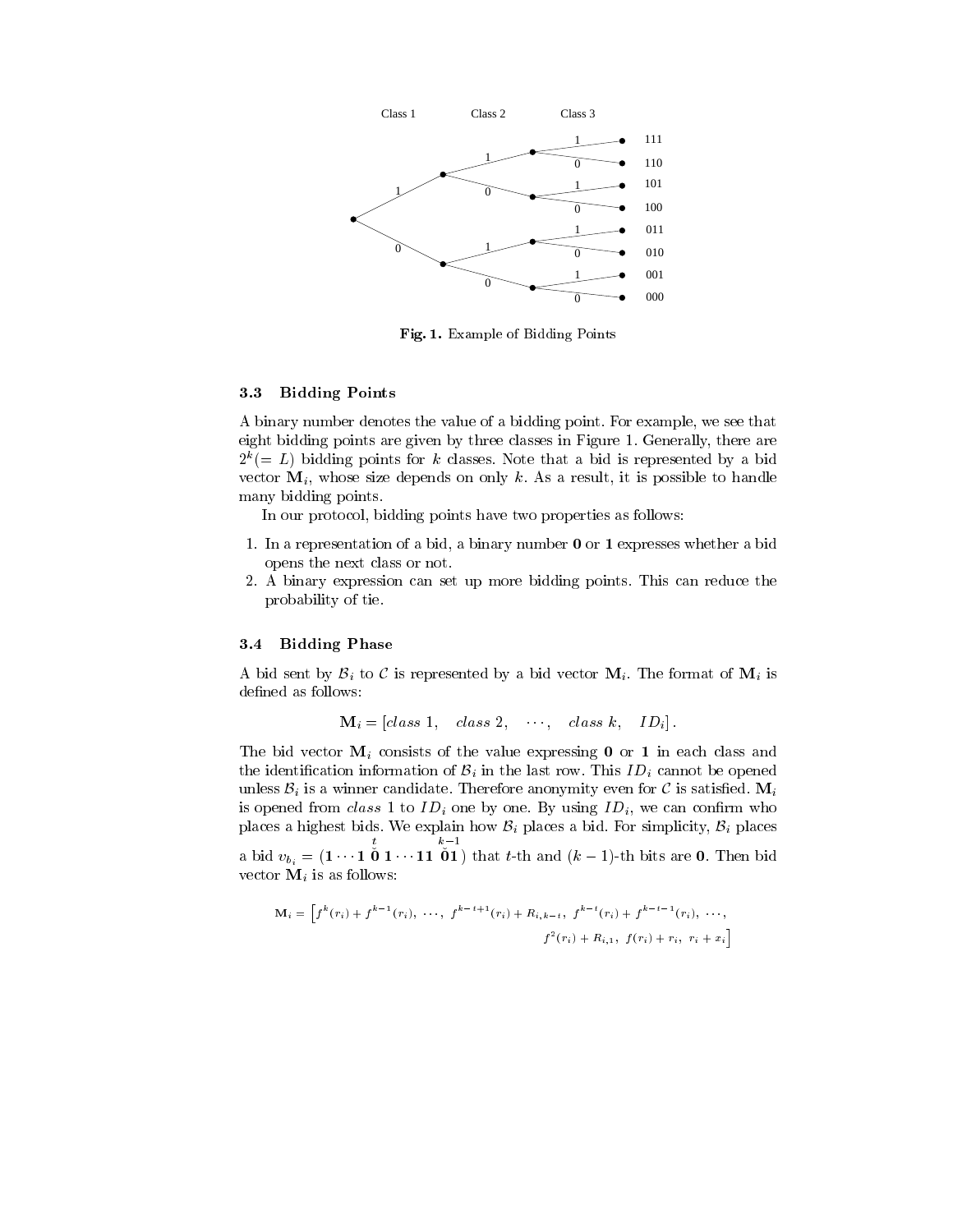Fig. 1. Example of Bidding Points

### 3.3 Bidding Points

A binary number denotes the value of a bidding point. For example, we see that eight bidding points are given by three classes in Figure 1. Generally, there are $2^k (= L)$ bidding points for $k$ classes. Note that a bid is represented by a bid vector $\mathbf{M}_i$, whose size depends on only $k$. As a result, it is possible to handle many bidding points.

In our protocol, bidding points have two properties as follows:

1. In a representation of a bid, a binary number **0** or **1** expresses whether a bid opens the next class or not.
2. A binary expression can set up more bidding points. This can reduce the probability of tie.

### 3.4 Bidding Phase

A bid sent by $\mathcal{B}_i$ to $\mathcal{C}$ is represented by a bid vector $\mathbf{M}_i$. The format of $\mathbf{M}_i$ is defined as follows:

$$\mathbf{M}_i = [class\ 1, \quad class\ 2, \quad \cdots, \quad class\ k, \quad ID_i].$$

The bid vector $\mathbf{M}_i$ consists of the value expressing **0** or **1** in each class and the identification information of $\mathcal{B}_i$ in the last row. This $ID_i$ cannot be opened unless $\mathcal{B}_i$ is a winner candidate. Therefore anonymity even for $\mathcal{C}$ is satisfied. $\mathbf{M}_i$ is opened from *class* 1 to $ID_i$ one by one. By using $ID_i$, we can confirm who places a highest bids. We explain how $\mathcal{B}_i$ places a bid. For simplicity, $\mathcal{B}_i$ places a bid $v_{b_i} = (\mathbf{1} \cdots \mathbf{1}\ \overset{t}{\check{\mathbf{0}}}\ \mathbf{1} \cdots \mathbf{11}\ \overset{k-1}{\check{\mathbf{0}}}\mathbf{1})$ that $t$-th and $(k-1)$-th bits are **0**. Then bid vector $\mathbf{M}_i$ is as follows:

$$\mathbf{M}_i = \Big[f^k(r_i) + f^{k-1}(r_i),\ \cdots,\ f^{k-t+1}(r_i) + R_{i,k-t},\ f^{k-t}(r_i) + f^{k-t-1}(r_i),\ \cdots,$$
$$f^2(r_i) + R_{i,1},\ f(r_i) + r_i,\ r_i + x_i\Big]$$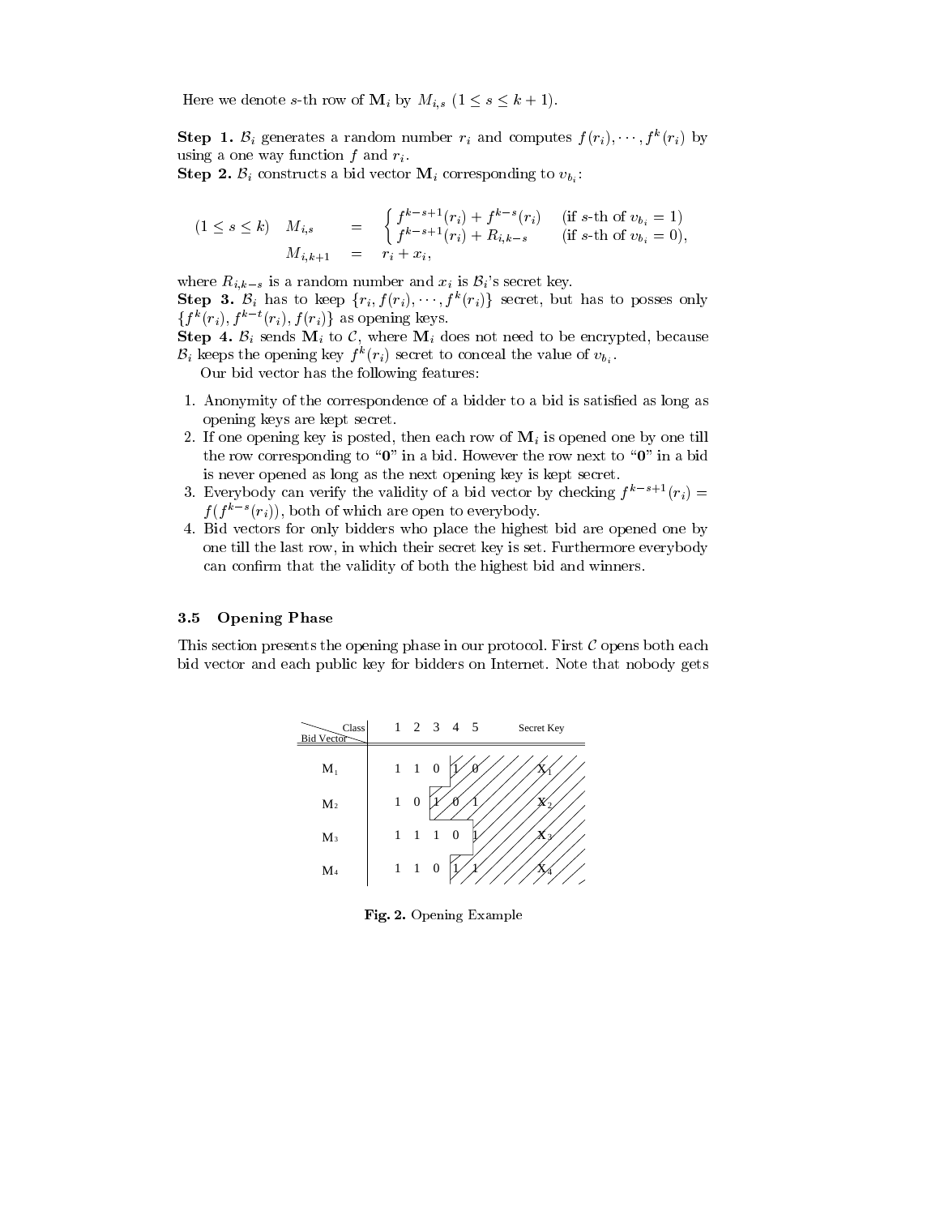Here we denote $s$-th row of $\mathbf{M}_i$ by $M_{i,s}$ $(1 \leq s \leq k+1)$.

**Step 1.** $\mathcal{B}_i$ generates a random number $r_i$ and computes $f(r_i), \cdots, f^k(r_i)$ by using a one way function $f$ and $r_i$.
**Step 2.** $\mathcal{B}_i$ constructs a bid vector $\mathbf{M}_i$ corresponding to $v_{b_i}$:

$$
\begin{aligned}
(1 \leq s \leq k) \quad M_{i,s} &= \begin{cases} f^{k-s+1}(r_i) + f^{k-s}(r_i) & \text{(if } s\text{-th of } v_{b_i} = 1) \\ f^{k-s+1}(r_i) + R_{i,k-s} & \text{(if } s\text{-th of } v_{b_i} = 0), \end{cases} \\
M_{i,k+1} &= r_i + x_i,
\end{aligned}
$$

where $R_{i,k-s}$ is a random number and $x_i$ is $\mathcal{B}_i$'s secret key.
**Step 3.** $\mathcal{B}_i$ has to keep $\{r_i, f(r_i), \cdots, f^k(r_i)\}$ secret, but has to posses only $\{f^k(r_i), f^{k-t}(r_i), f(r_i)\}$ as opening keys.
**Step 4.** $\mathcal{B}_i$ sends $\mathbf{M}_i$ to $\mathcal{C}$, where $\mathbf{M}_i$ does not need to be encrypted, because $\mathcal{B}_i$ keeps the opening key $f^k(r_i)$ secret to conceal the value of $v_{b_i}$.

Our bid vector has the following features:

1. Anonymity of the correspondence of a bidder to a bid is satisfied as long as opening keys are kept secret.
2. If one opening key is posted, then each row of $\mathbf{M}_i$ is opened one by one till the row corresponding to "**0**" in a bid. However the row next to "**0**" in a bid is never opened as long as the next opening key is kept secret.
3. Everybody can verify the validity of a bid vector by checking $f^{k-s+1}(r_i) = f(f^{k-s}(r_i))$, both of which are open to everybody.
4. Bid vectors for only bidders who place the highest bid are opened one by one till the last row, in which their secret key is set. Furthermore everybody can confirm that the validity of both the highest bid and winners.

### 3.5 Opening Phase

This section presents the opening phase in our protocol. First $\mathcal{C}$ opens both each bid vector and each public key for bidders on Internet. Note that nobody gets

| Bid Vector \ Class | 1 | 2 | 3 | 4 | 5 | Secret Key |
|---|---|---|---|---|---|---|
| $M_1$ | 1 | 1 | 0 | 1 | 0 | $X_1$ |
| $M_2$ | 1 | 0 | 1 | 0 | 1 | $X_2$ |
| $M_3$ | 1 | 1 | 1 | 0 | 1 | $X_3$ |
| $M_4$ | 1 | 1 | 0 | 1 | 1 | $X_4$ |

**Fig. 2.** Opening Example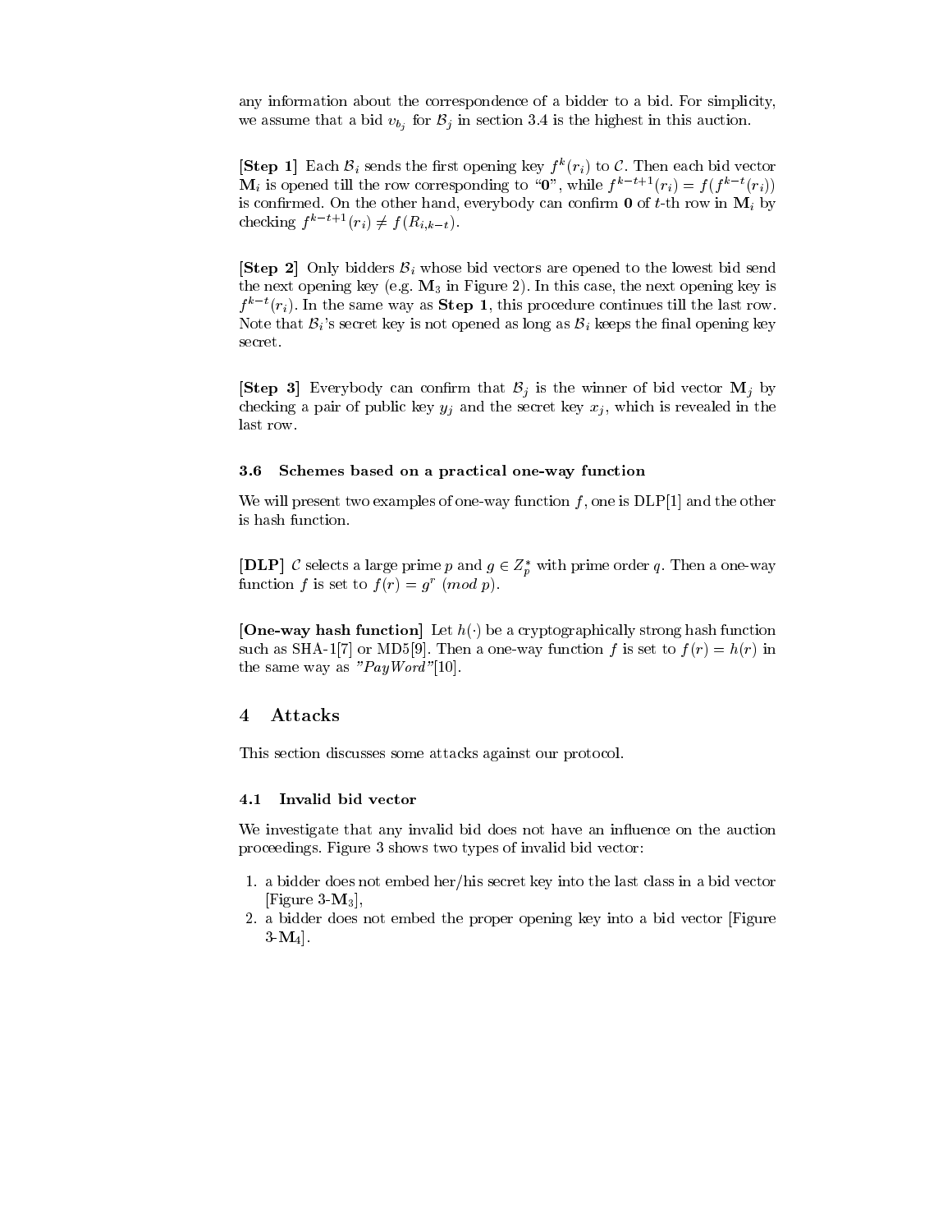any information about the correspondence of a bidder to a bid. For simplicity, we assume that a bid $v_{b_j}$ for $\mathcal{B}_j$ in section 3.4 is the highest in this auction.

**[Step 1]** Each $\mathcal{B}_i$ sends the first opening key $f^k(r_i)$ to $\mathcal{C}$. Then each bid vector $\mathbf{M}_i$ is opened till the row corresponding to "**0**", while $f^{k-t+1}(r_i) = f(f^{k-t}(r_i))$ is confirmed. On the other hand, everybody can confirm **0** of $t$-th row in $\mathbf{M}_i$ by checking $f^{k-t+1}(r_i) \neq f(R_{i,k-t})$.

**[Step 2]** Only bidders $\mathcal{B}_i$ whose bid vectors are opened to the lowest bid send the next opening key (e.g. $\mathbf{M}_3$ in Figure 2). In this case, the next opening key is $f^{k-t}(r_i)$. In the same way as **Step 1**, this procedure continues till the last row. Note that $\mathcal{B}_i$'s secret key is not opened as long as $\mathcal{B}_i$ keeps the final opening key secret.

**[Step 3]** Everybody can confirm that $\mathcal{B}_j$ is the winner of bid vector $\mathbf{M}_j$ by checking a pair of public key $y_j$ and the secret key $x_j$, which is revealed in the last row.

### 3.6 Schemes based on a practical one-way function

We will present two examples of one-way function $f$, one is DLP[1] and the other is hash function.

**[DLP]** $\mathcal{C}$ selects a large prime $p$ and $g \in Z_p^*$ with prime order $q$. Then a one-way function $f$ is set to $f(r) = g^r \ (mod\ p)$.

**[One-way hash function]** Let $h(\cdot)$ be a cryptographically strong hash function such as SHA-1[7] or MD5[9]. Then a one-way function $f$ is set to $f(r) = h(r)$ in the same way as *"PayWord"*[10].

## 4 Attacks

This section discusses some attacks against our protocol.

### 4.1 Invalid bid vector

We investigate that any invalid bid does not have an influence on the auction proceedings. Figure 3 shows two types of invalid bid vector:

1. a bidder does not embed her/his secret key into the last class in a bid vector [Figure 3-$\mathbf{M}_3$],
2. a bidder does not embed the proper opening key into a bid vector [Figure 3-$\mathbf{M}_4$].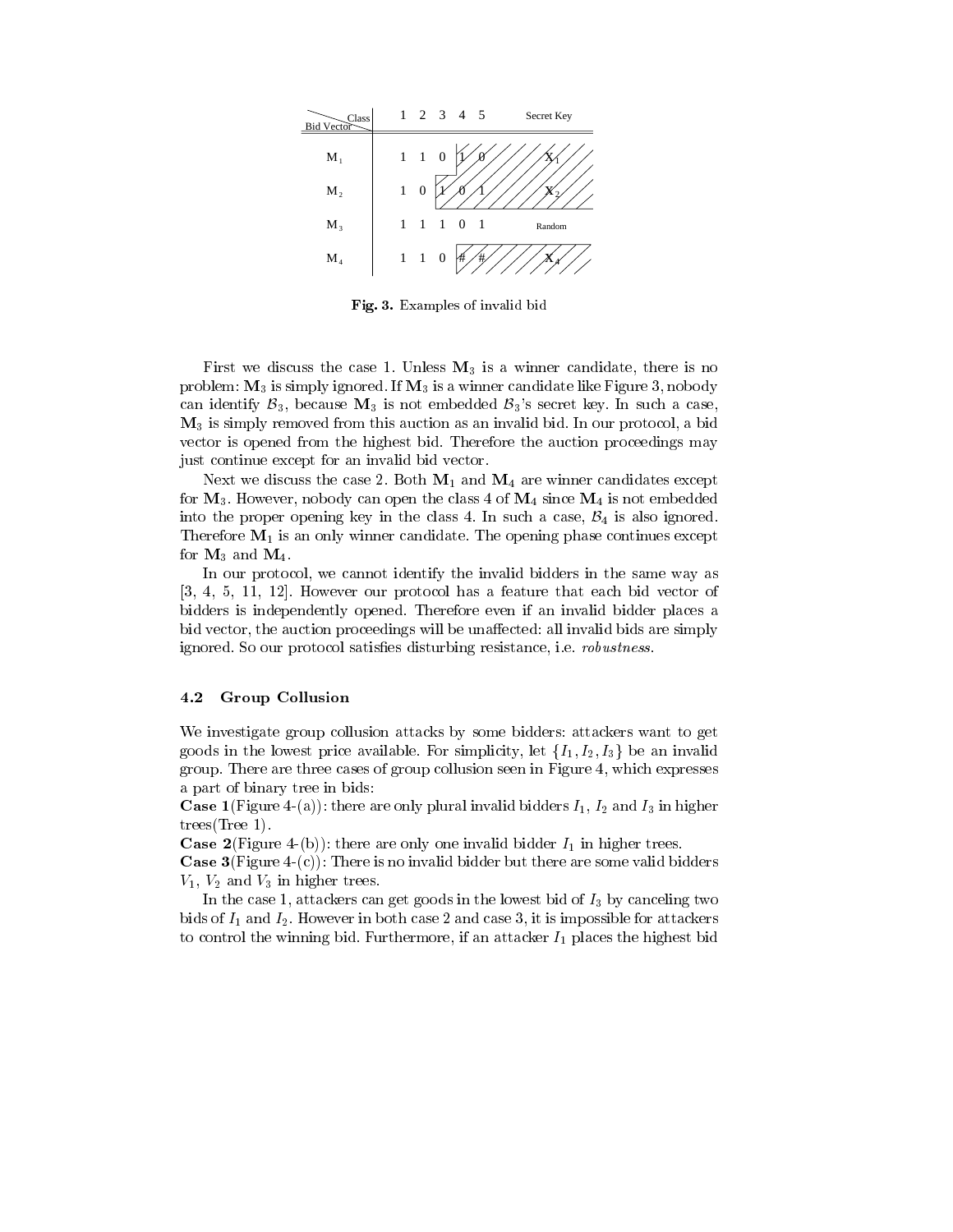| Bid Vector \ Class | 1 | 2 | 3 | 4 | 5 | Secret Key |
|---|---|---|---|---|---|---|
| $M_1$ | 1 | 1 | 0 | 1 | 0 | $X_1$ |
| $M_2$ | 1 | 0 | 1 | 0 | 1 | $X_2$ |
| $M_3$ | 1 | 1 | 1 | 0 | 1 | Random |
| $M_4$ | 1 | 1 | 0 | # | # | $X_4$ |

**Fig. 3.** Examples of invalid bid

First we discuss the case 1. Unless $\mathbf{M}_3$ is a winner candidate, there is no problem: $\mathbf{M}_3$ is simply ignored. If $\mathbf{M}_3$ is a winner candidate like Figure 3, nobody can identify $\mathcal{B}_3$, because $\mathbf{M}_3$ is not embedded $\mathcal{B}_3$'s secret key. In such a case, $\mathbf{M}_3$ is simply removed from this auction as an invalid bid. In our protocol, a bid vector is opened from the highest bid. Therefore the auction proceedings may just continue except for an invalid bid vector.

Next we discuss the case 2. Both $\mathbf{M}_1$ and $\mathbf{M}_4$ are winner candidates except for $\mathbf{M}_3$. However, nobody can open the class 4 of $\mathbf{M}_4$ since $\mathbf{M}_4$ is not embedded into the proper opening key in the class 4. In such a case, $\mathcal{B}_4$ is also ignored. Therefore $\mathbf{M}_1$ is an only winner candidate. The opening phase continues except for $\mathbf{M}_3$ and $\mathbf{M}_4$.

In our protocol, we cannot identify the invalid bidders in the same way as [3, 4, 5, 11, 12]. However our protocol has a feature that each bid vector of bidders is independently opened. Therefore even if an invalid bidder places a bid vector, the auction proceedings will be unaffected: all invalid bids are simply ignored. So our protocol satisfies disturbing resistance, i.e. *robustness*.

### 4.2 Group Collusion

We investigate group collusion attacks by some bidders: attackers want to get goods in the lowest price available. For simplicity, let $\{I_1, I_2, I_3\}$ be an invalid group. There are three cases of group collusion seen in Figure 4, which expresses a part of binary tree in bids:

**Case 1**(Figure 4-(a)): there are only plural invalid bidders $I_1$, $I_2$ and $I_3$ in higher trees(Tree 1).

**Case 2**(Figure 4-(b)): there are only one invalid bidder $I_1$ in higher trees.

**Case 3**(Figure 4-(c)): There is no invalid bidder but there are some valid bidders $V_1$, $V_2$ and $V_3$ in higher trees.

In the case 1, attackers can get goods in the lowest bid of $I_3$ by canceling two bids of $I_1$ and $I_2$. However in both case 2 and case 3, it is impossible for attackers to control the winning bid. Furthermore, if an attacker $I_1$ places the highest bid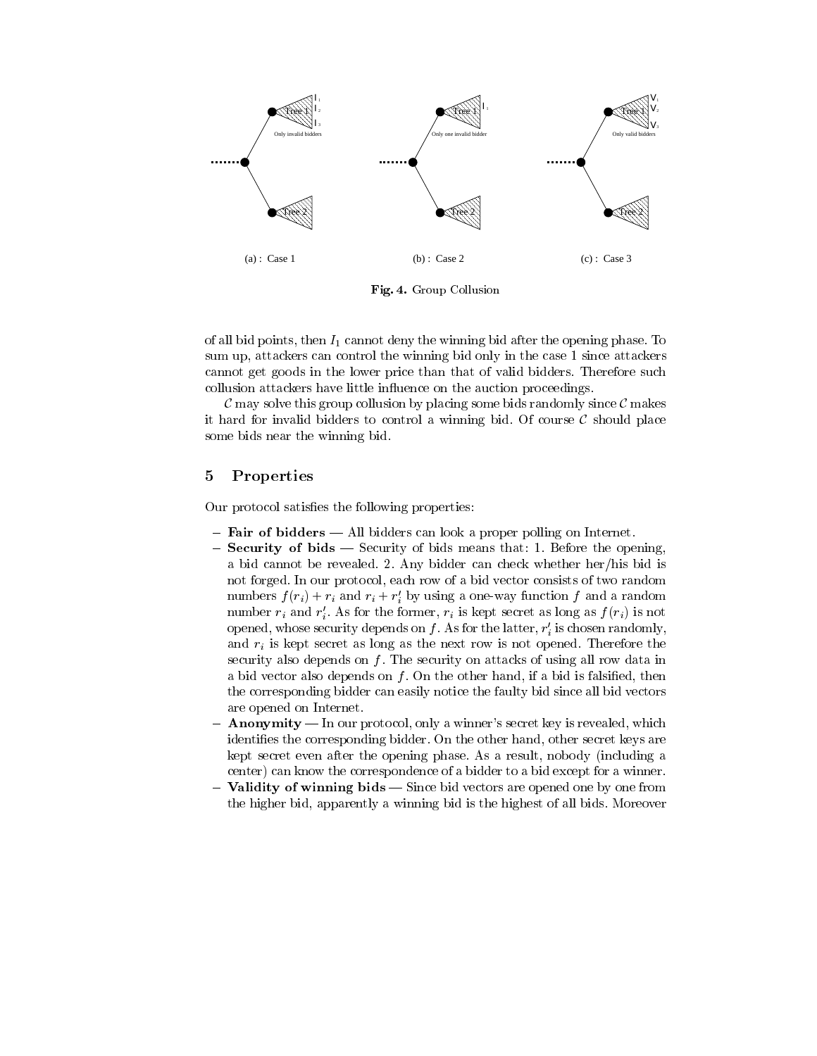Fig. 4. Group Collusion

of all bid points, then $I_1$ cannot deny the winning bid after the opening phase. To sum up, attackers can control the winning bid only in the case 1 since attackers cannot get goods in the lower price than that of valid bidders. Therefore such collusion attackers have little influence on the auction proceedings.

$\mathcal{C}$ may solve this group collusion by placing some bids randomly since $\mathcal{C}$ makes it hard for invalid bidders to control a winning bid. Of course $\mathcal{C}$ should place some bids near the winning bid.

## 5 Properties

Our protocol satisfies the following properties:

- **Fair of bidders** — All bidders can look a proper polling on Internet.
- **Security of bids** — Security of bids means that: 1. Before the opening, a bid cannot be revealed. 2. Any bidder can check whether her/his bid is not forged. In our protocol, each row of a bid vector consists of two random numbers $f(r_i) + r_i$ and $r_i + r_i'$ by using a one-way function $f$ and a random number $r_i$ and $r_i'$. As for the former, $r_i$ is kept secret as long as $f(r_i)$ is not opened, whose security depends on $f$. As for the latter, $r_i'$ is chosen randomly, and $r_i$ is kept secret as long as the next row is not opened. Therefore the security also depends on $f$. The security on attacks of using all row data in a bid vector also depends on $f$. On the other hand, if a bid is falsified, then the corresponding bidder can easily notice the faulty bid since all bid vectors are opened on Internet.
- **Anonymity** — In our protocol, only a winner's secret key is revealed, which identifies the corresponding bidder. On the other hand, other secret keys are kept secret even after the opening phase. As a result, nobody (including a center) can know the correspondence of a bidder to a bid except for a winner.
- **Validity of winning bids** — Since bid vectors are opened one by one from the higher bid, apparently a winning bid is the highest of all bids. Moreover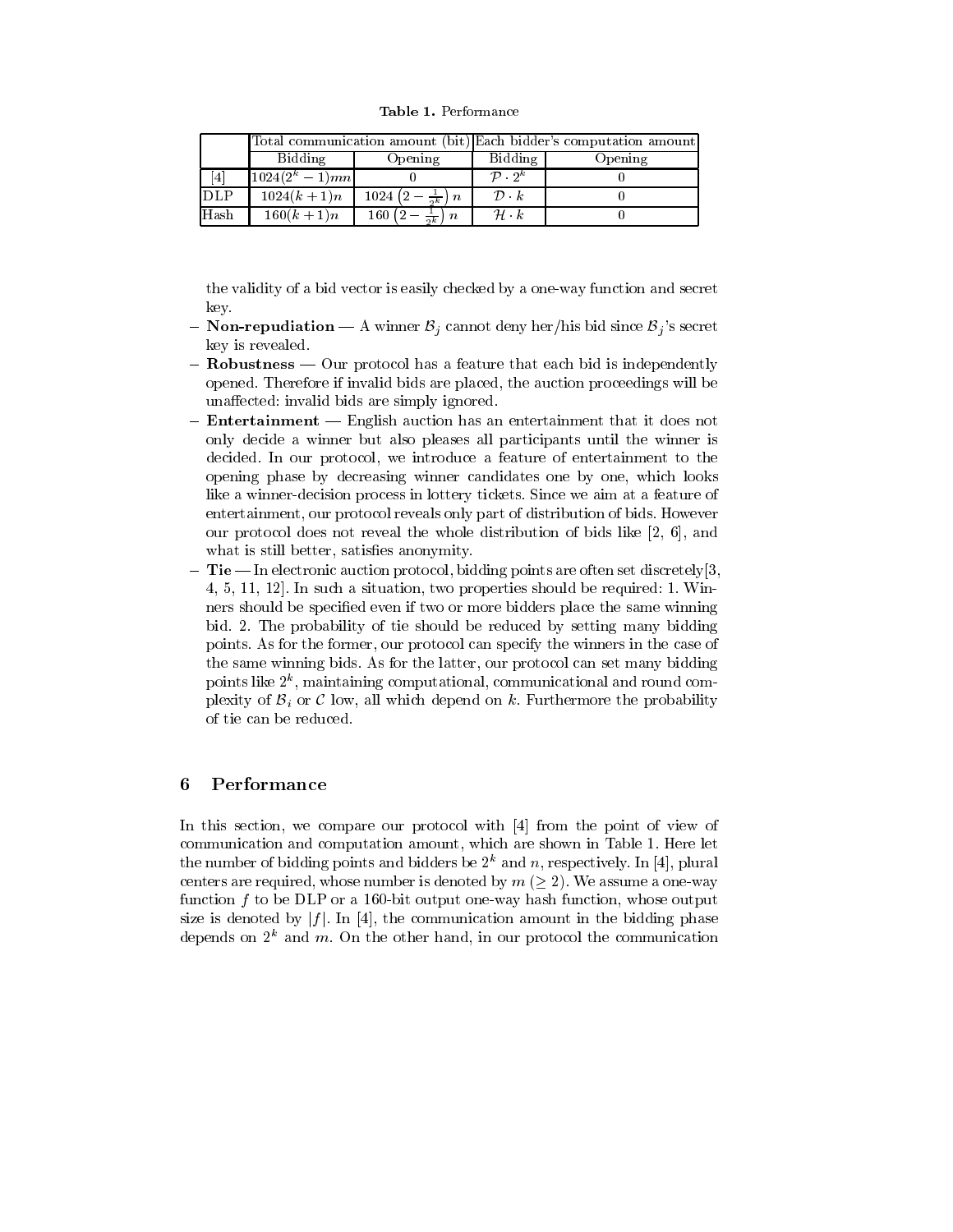**Table 1.** Performance

| | Total communication amount (bit) | | Each bidder's computation amount | |
|---|---|---|---|---|
| | Bidding | Opening | Bidding | Opening |
| [4] | $1024(2^k - 1)mn$ | 0 | $\mathcal{P} \cdot 2^k$ | 0 |
| DLP | $1024(k+1)n$ | $1024\left(2 - \frac{1}{2^k}\right)n$ | $\mathcal{D} \cdot k$ | 0 |
| Hash | $160(k+1)n$ | $160\left(2 - \frac{1}{2^k}\right)n$ | $\mathcal{H} \cdot k$ | 0 |

the validity of a bid vector is easily checked by a one-way function and secret key.

- **Non-repudiation** — A winner $\mathcal{B}_j$ cannot deny her/his bid since $\mathcal{B}_j$'s secret key is revealed.
- **Robustness** — Our protocol has a feature that each bid is independently opened. Therefore if invalid bids are placed, the auction proceedings will be unaffected: invalid bids are simply ignored.
- **Entertainment** — English auction has an entertainment that it does not only decide a winner but also pleases all participants until the winner is decided. In our protocol, we introduce a feature of entertainment to the opening phase by decreasing winner candidates one by one, which looks like a winner-decision process in lottery tickets. Since we aim at a feature of entertainment, our protocol reveals only part of distribution of bids. However our protocol does not reveal the whole distribution of bids like [2, 6], and what is still better, satisfies anonymity.
- **Tie** — In electronic auction protocol, bidding points are often set discretely[3, 4, 5, 11, 12]. In such a situation, two properties should be required: 1. Winners should be specified even if two or more bidders place the same winning bid. 2. The probability of tie should be reduced by setting many bidding points. As for the former, our protocol can specify the winners in the case of the same winning bids. As for the latter, our protocol can set many bidding points like $2^k$, maintaining computational, communicational and round complexity of $\mathcal{B}_i$ or $\mathcal{C}$ low, all which depend on $k$. Furthermore the probability of tie can be reduced.

## 6 Performance

In this section, we compare our protocol with [4] from the point of view of communication and computation amount, which are shown in Table 1. Here let the number of bidding points and bidders be $2^k$ and $n$, respectively. In [4], plural centers are required, whose number is denoted by $m$ $(\geq 2)$. We assume a one-way function $f$ to be DLP or a 160-bit output one-way hash function, whose output size is denoted by $|f|$. In [4], the communication amount in the bidding phase depends on $2^k$ and $m$. On the other hand, in our protocol the communication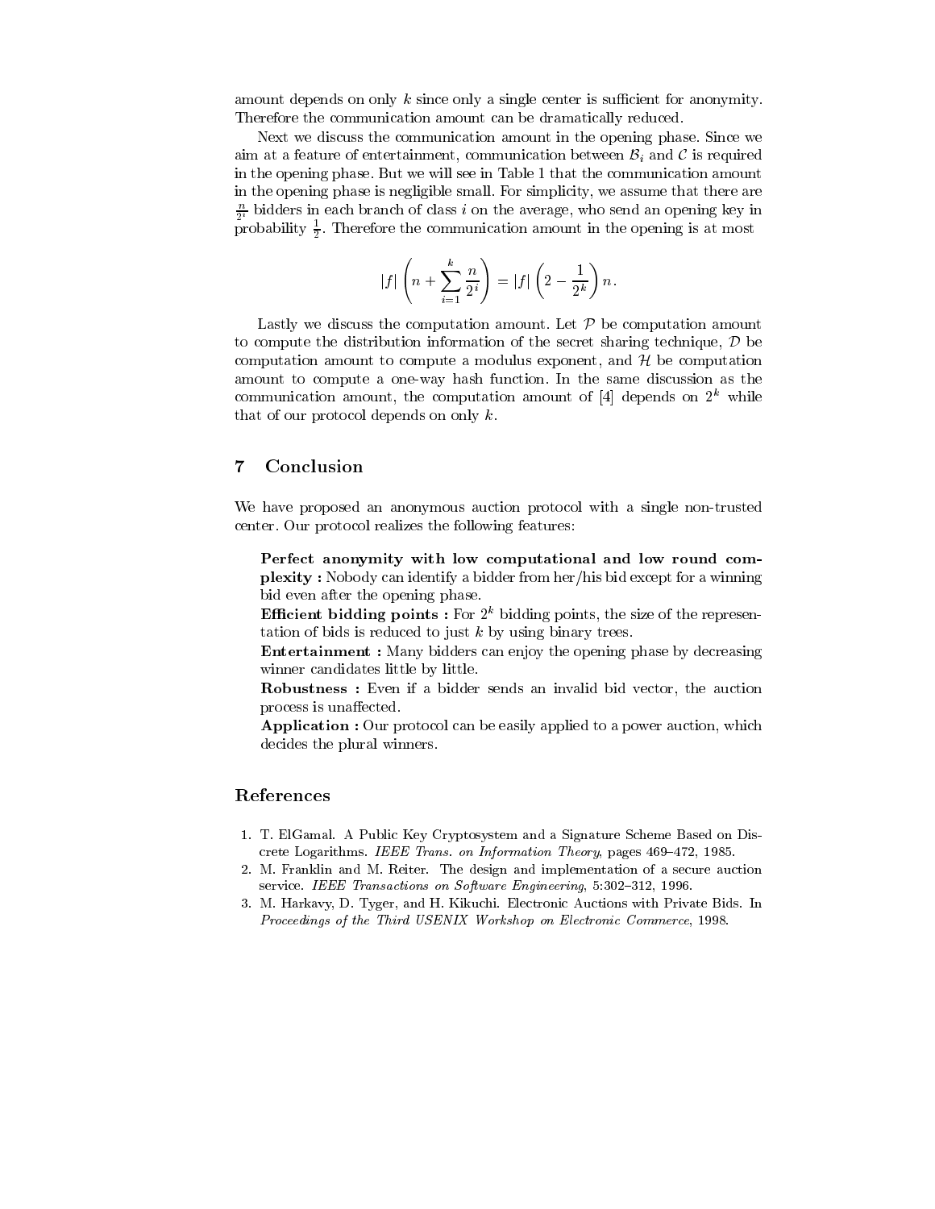amount depends on only $k$ since only a single center is sufficient for anonymity. Therefore the communication amount can be dramatically reduced.

Next we discuss the communication amount in the opening phase. Since we aim at a feature of entertainment, communication between $\mathcal{B}_i$ and $\mathcal{C}$ is required in the opening phase. But we will see in Table 1 that the communication amount in the opening phase is negligible small. For simplicity, we assume that there are $\frac{n}{2^i}$ bidders in each branch of class $i$ on the average, who send an opening key in probability $\frac{1}{2}$. Therefore the communication amount in the opening is at most

$$|f| \left( n + \sum_{i=1}^{k} \frac{n}{2^i} \right) = |f| \left( 2 - \frac{1}{2^k} \right) n.$$

Lastly we discuss the computation amount. Let $\mathcal{P}$ be computation amount to compute the distribution information of the secret sharing technique, $\mathcal{D}$ be computation amount to compute a modulus exponent, and $\mathcal{H}$ be computation amount to compute a one-way hash function. In the same discussion as the communication amount, the computation amount of [4] depends on $2^k$ while that of our protocol depends on only $k$.

## 7 Conclusion

We have proposed an anonymous auction protocol with a single non-trusted center. Our protocol realizes the following features:

**Perfect anonymity with low computational and low round complexity :** Nobody can identify a bidder from her/his bid except for a winning bid even after the opening phase.

**Efficient bidding points :** For $2^k$ bidding points, the size of the representation of bids is reduced to just $k$ by using binary trees.

**Entertainment :** Many bidders can enjoy the opening phase by decreasing winner candidates little by little.

**Robustness :** Even if a bidder sends an invalid bid vector, the auction process is unaffected.

**Application :** Our protocol can be easily applied to a power auction, which decides the plural winners.

## References

1. T. ElGamal. A Public Key Cryptosystem and a Signature Scheme Based on Discrete Logarithms. *IEEE Trans. on Information Theory*, pages 469–472, 1985.
2. M. Franklin and M. Reiter. The design and implementation of a secure auction service. *IEEE Transactions on Software Engineering*, 5:302–312, 1996.
3. M. Harkavy, D. Tyger, and H. Kikuchi. Electronic Auctions with Private Bids. In *Proceedings of the Third USENIX Workshop on Electronic Commerce*, 1998.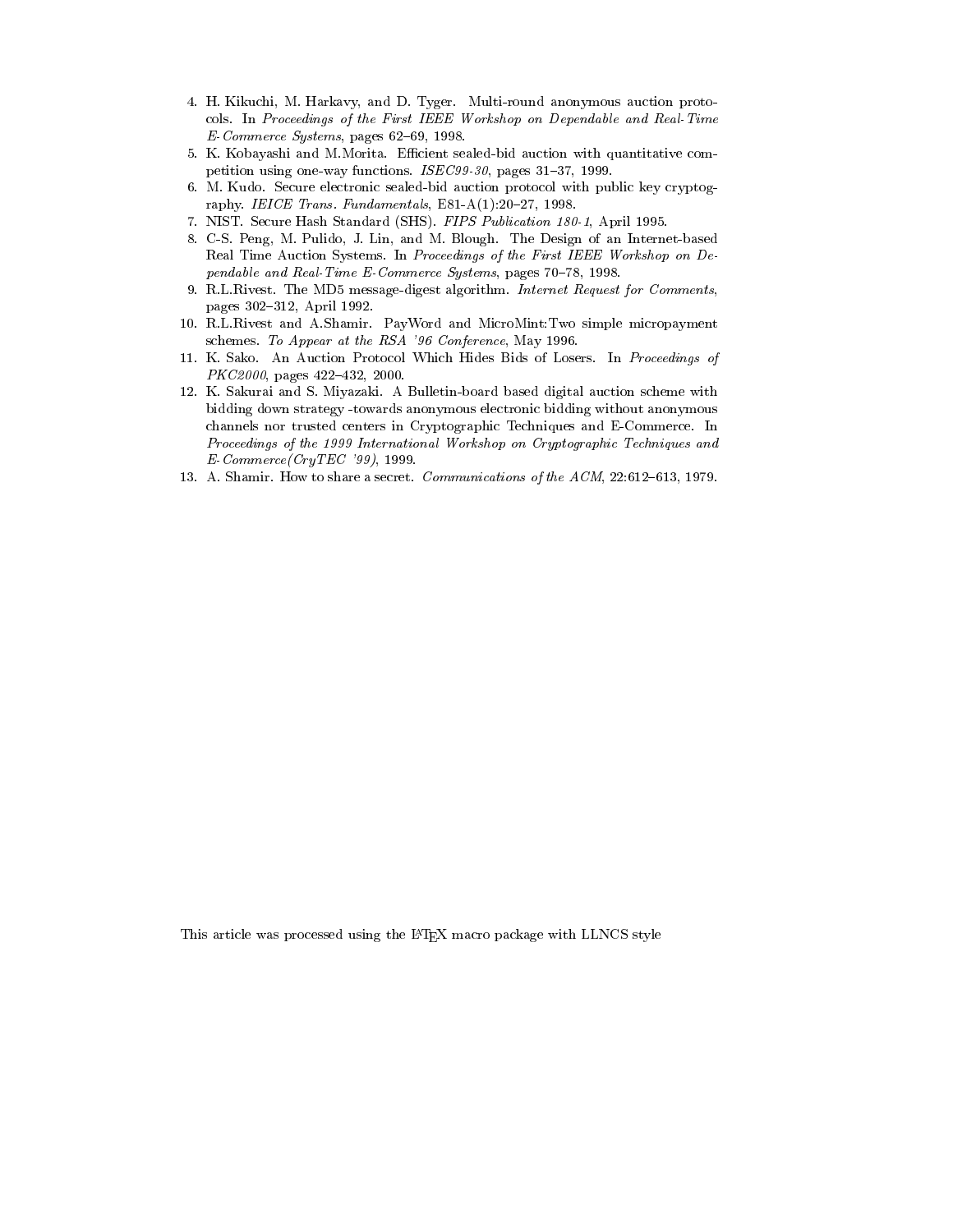4. H. Kikuchi, M. Harkavy, and D. Tyger. Multi-round anonymous auction protocols. In *Proceedings of the First IEEE Workshop on Dependable and Real-Time E-Commerce Systems*, pages 62–69, 1998.
5. K. Kobayashi and M.Morita. Efficient sealed-bid auction with quantitative competition using one-way functions. *ISEC99-30*, pages 31–37, 1999.
6. M. Kudo. Secure electronic sealed-bid auction protocol with public key cryptography. *IEICE Trans. Fundamentals*, E81-A(1):20–27, 1998.
7. NIST. Secure Hash Standard (SHS). *FIPS Publication 180-1*, April 1995.
8. C-S. Peng, M. Pulido, J. Lin, and M. Blough. The Design of an Internet-based Real Time Auction Systems. In *Proceedings of the First IEEE Workshop on Dependable and Real-Time E-Commerce Systems*, pages 70–78, 1998.
9. R.L.Rivest. The MD5 message-digest algorithm. *Internet Request for Comments*, pages 302–312, April 1992.
10. R.L.Rivest and A.Shamir. PayWord and MicroMint:Two simple micropayment schemes. *To Appear at the RSA '96 Conference*, May 1996.
11. K. Sako. An Auction Protocol Which Hides Bids of Losers. In *Proceedings of PKC2000*, pages 422–432, 2000.
12. K. Sakurai and S. Miyazaki. A Bulletin-board based digital auction scheme with bidding down strategy -towards anonymous electronic bidding without anonymous channels nor trusted centers in Cryptographic Techniques and E-Commerce. In *Proceedings of the 1999 International Workshop on Cryptographic Techniques and E-Commerce(CryTEC '99)*, 1999.
13. A. Shamir. How to share a secret. *Communications of the ACM*, 22:612–613, 1979.

This article was processed using the LaTeX macro package with LLNCS style